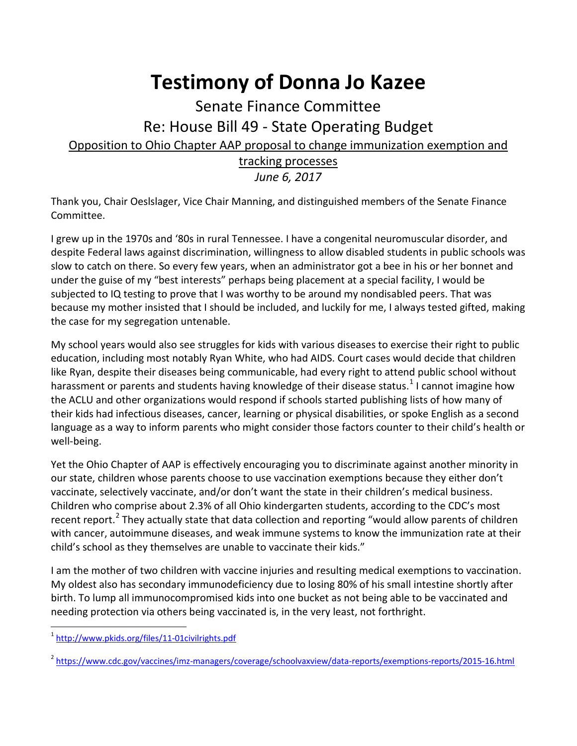# Testimony of Donna Jo Kazee

Senate Finance Committee

Re: House Bill 49 - State Operating Budget

Opposition to Ohio Chapter AAP proposal to change immunization exemption and tracking processes

*June 6, 2017*

Thank you, Chair Oeslslager, Vice Chair Manning, and distinguished members of the Senate Finance Committee.

I grew up in the 1970s and '80s in rural Tennessee. I have a congenital neuromuscular disorder, and despite Federal laws against discrimination, willingness to allow disabled students in public schools was slow to catch on there. So every few years, when an administrator got a bee in his or her bonnet and under the guise of my "best interests" perhaps being placement at a special facility, I would be subjected to IQ testing to prove that I was worthy to be around my nondisabled peers. That was because my mother insisted that I should be included, and luckily for me, I always tested gifted, making the case for my segregation untenable.

My school years would also see struggles for kids with various diseases to exercise their right to public education, including most notably Ryan White, who had AIDS. Court cases would decide that children like Ryan, despite their diseases being communicable, had every right to attend public school without harassment or parents and students having knowledge of their disease status.[1] I cannot imagine how the ACLU and other organizations would respond if schools started publishing lists of how many of their kids had infectious diseases, cancer, learning or physical disabilities, or spoke English as a second language as a way to inform parents who might consider those factors counter to their child's health or well-being.

Yet the Ohio Chapter of AAP is effectively encouraging you to discriminate against another minority in our state, children whose parents choose to use vaccination exemptions because they either don't vaccinate, selectively vaccinate, and/or don't want the state in their children's medical business. Children who comprise about 2.3% of all Ohio kindergarten students, according to the CDC's most recent report.[2] They actually state that data collection and reporting "would allow parents of children with cancer, autoimmune diseases, and weak immune systems to know the immunization rate at their child's school as they themselves are unable to vaccinate their kids."

I am the mother of two children with vaccine injuries and resulting medical exemptions to vaccination. My oldest also has secondary immunodeficiency due to losing 80% of his small intestine shortly after birth. To lump all immunocompromised kids into one bucket as not being able to be vaccinated and needing protection via others being vaccinated is, in the very least, not forthright.

---

[1] http://www.pkids.org/files/11-01civilrights.pdf

[2] https://www.cdc.gov/vaccines/imz-managers/coverage/schoolvaxview/data-reports/exemptions-reports/2015-16.html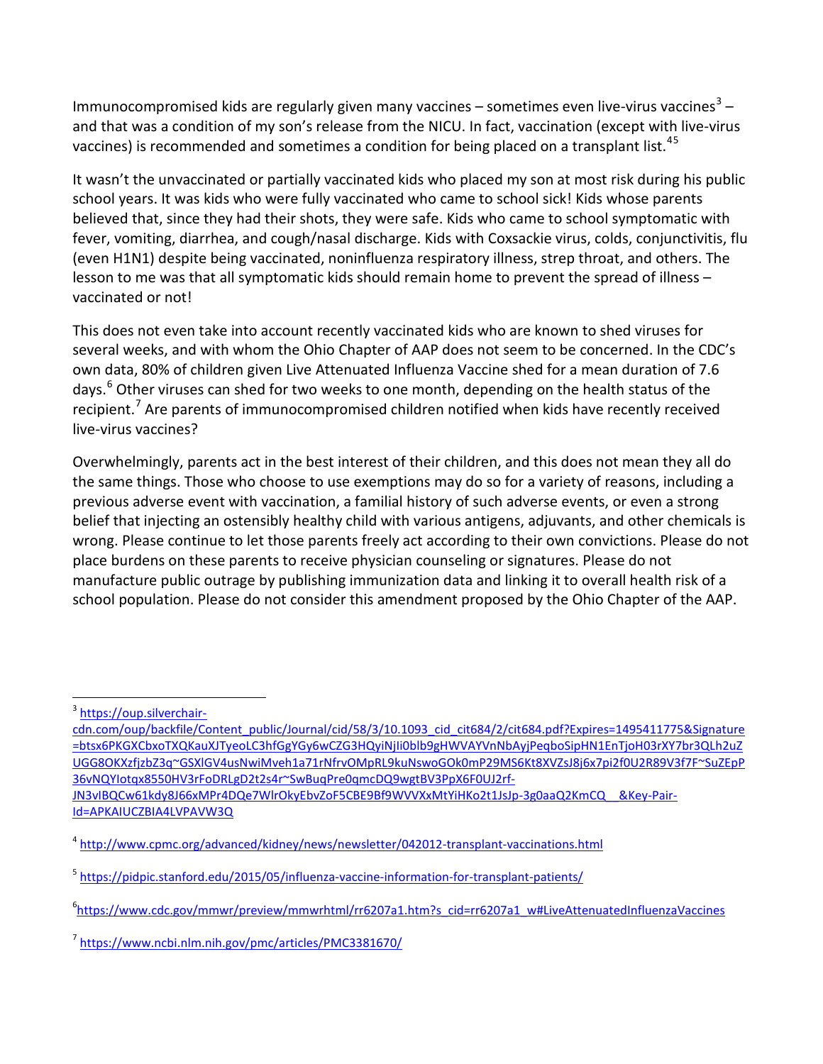Immunocompromised kids are regularly given many vaccines – sometimes even live-virus vaccines[3] – and that was a condition of my son's release from the NICU. In fact, vaccination (except with live-virus vaccines) is recommended and sometimes a condition for being placed on a transplant list.[4][5]

It wasn't the unvaccinated or partially vaccinated kids who placed my son at most risk during his public school years. It was kids who were fully vaccinated who came to school sick! Kids whose parents believed that, since they had their shots, they were safe. Kids who came to school symptomatic with fever, vomiting, diarrhea, and cough/nasal discharge. Kids with Coxsackie virus, colds, conjunctivitis, flu (even H1N1) despite being vaccinated, noninfluenza respiratory illness, strep throat, and others. The lesson to me was that all symptomatic kids should remain home to prevent the spread of illness – vaccinated or not!

This does not even take into account recently vaccinated kids who are known to shed viruses for several weeks, and with whom the Ohio Chapter of AAP does not seem to be concerned. In the CDC's own data, 80% of children given Live Attenuated Influenza Vaccine shed for a mean duration of 7.6 days.[6] Other viruses can shed for two weeks to one month, depending on the health status of the recipient.[7] Are parents of immunocompromised children notified when kids have recently received live-virus vaccines?

Overwhelmingly, parents act in the best interest of their children, and this does not mean they all do the same things. Those who choose to use exemptions may do so for a variety of reasons, including a previous adverse event with vaccination, a familial history of such adverse events, or even a strong belief that injecting an ostensibly healthy child with various antigens, adjuvants, and other chemicals is wrong. Please continue to let those parents freely act according to their own convictions. Please do not place burdens on these parents to receive physician counseling or signatures. Please do not manufacture public outrage by publishing immunization data and linking it to overall health risk of a school population. Please do not consider this amendment proposed by the Ohio Chapter of the AAP.

---

[3] https://oup.silverchair-cdn.com/oup/backfile/Content_public/Journal/cid/58/3/10.1093_cid_cit684/2/cit684.pdf?Expires=1495411775&Signature=btsx6PKGXCbxoTXQKauXJTyeoLC3hfGgYGy6wCZG3HQyiNjIi0blb9gHWVAYVnNbAyjPeqboSipHN1EnTjoH03rXY7br3QLh2uZUGG8OKXzfjzbZ3q~GSXlGV4usNwiMveh1a71rNfrvOMpRL9kuNswoGOk0mP29MS6Kt8XVZsJ8j6x7pi2f0U2R89V3f7F~SuZEpP36vNQYIotqx8550HV3rFoDRLgD2t2s4r~SwBuqPre0qmcDQ9wgtBV3PpX6F0UJ2rf-JN3vIBQCw61kdy8J66xMPr4DQe7WlrOkyEbvZoF5CBE9Bf9WVVXxMtYiHKo2t1JsJp-3g0aaQ2KmCQ__&Key-Pair-Id=APKAIUCZBIA4LVPAVW3Q

[4] http://www.cpmc.org/advanced/kidney/news/newsletter/042012-transplant-vaccinations.html

[5] https://pidpic.stanford.edu/2015/05/influenza-vaccine-information-for-transplant-patients/

[6] https://www.cdc.gov/mmwr/preview/mmwrhtml/rr6207a1.htm?s_cid=rr6207a1_w#LiveAttenuatedInfluenzaVaccines

[7] https://www.ncbi.nlm.nih.gov/pmc/articles/PMC3381670/